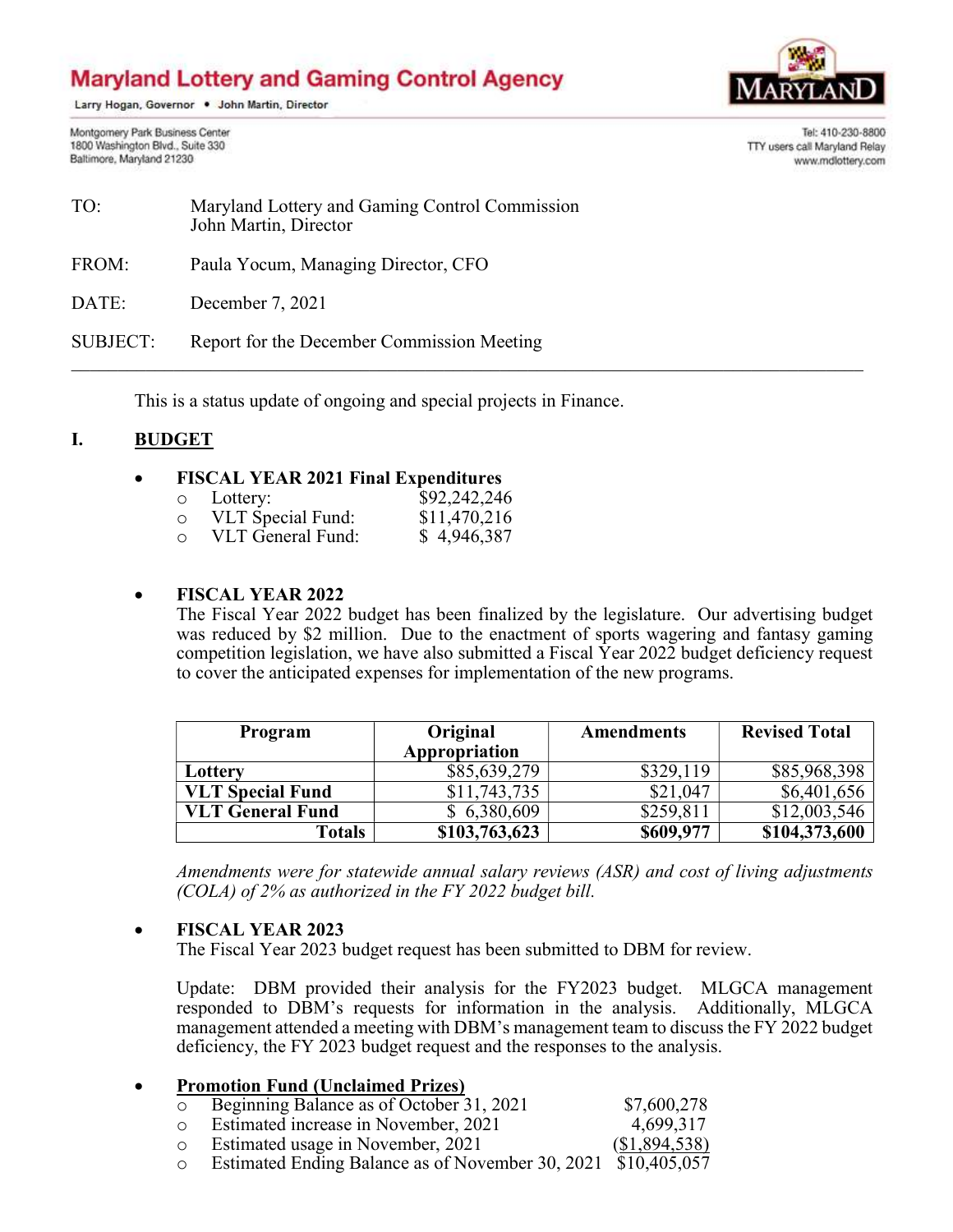# Maryland Lottery and Gaming Control Agency

Larry Hogan, Governor • John Martin, Director

Montgomery Park Business Center
1800 Washington Blvd., Suite 330
Baltimore, Maryland 21230

Tel: 410-230-8800
TTY users call Maryland Relay
www.mdlottery.com

TO: Maryland Lottery and Gaming Control Commission
John Martin, Director

FROM: Paula Yocum, Managing Director, CFO

DATE: December 7, 2021

SUBJECT: Report for the December Commission Meeting

---

This is a status update of ongoing and special projects in Finance.

## I. BUDGET

- **FISCAL YEAR 2021 Final Expenditures**
  - Lottery: $92,242,246
  - VLT Special Fund: $11,470,216
  - VLT General Fund: $ 4,946,387

- **FISCAL YEAR 2022**

  The Fiscal Year 2022 budget has been finalized by the legislature. Our advertising budget was reduced by $2 million. Due to the enactment of sports wagering and fantasy gaming competition legislation, we have also submitted a Fiscal Year 2022 budget deficiency request to cover the anticipated expenses for implementation of the new programs.

| Program | Original Appropriation | Amendments | Revised Total |
|---|---|---|---|
| **Lottery** | $85,639,279 | $329,119 | $85,968,398 |
| **VLT Special Fund** | $11,743,735 | $21,047 | $6,401,656 |
| **VLT General Fund** | $ 6,380,609 | $259,811 | $12,003,546 |
| **Totals** | **$103,763,623** | **$609,977** | **$104,373,600** |

  *Amendments were for statewide annual salary reviews (ASR) and cost of living adjustments (COLA) of 2% as authorized in the FY 2022 budget bill.*

- **FISCAL YEAR 2023**

  The Fiscal Year 2023 budget request has been submitted to DBM for review.

  Update: DBM provided their analysis for the FY2023 budget. MLGCA management responded to DBM's requests for information in the analysis. Additionally, MLGCA management attended a meeting with DBM's management team to discuss the FY 2022 budget deficiency, the FY 2023 budget request and the responses to the analysis.

- **Promotion Fund (Unclaimed Prizes)**
  - Beginning Balance as of October 31, 2021 $7,600,278
  - Estimated increase in November, 2021 4,699,317
  - Estimated usage in November, 2021 ($1,894,538)
  - Estimated Ending Balance as of November 30, 2021 $10,405,057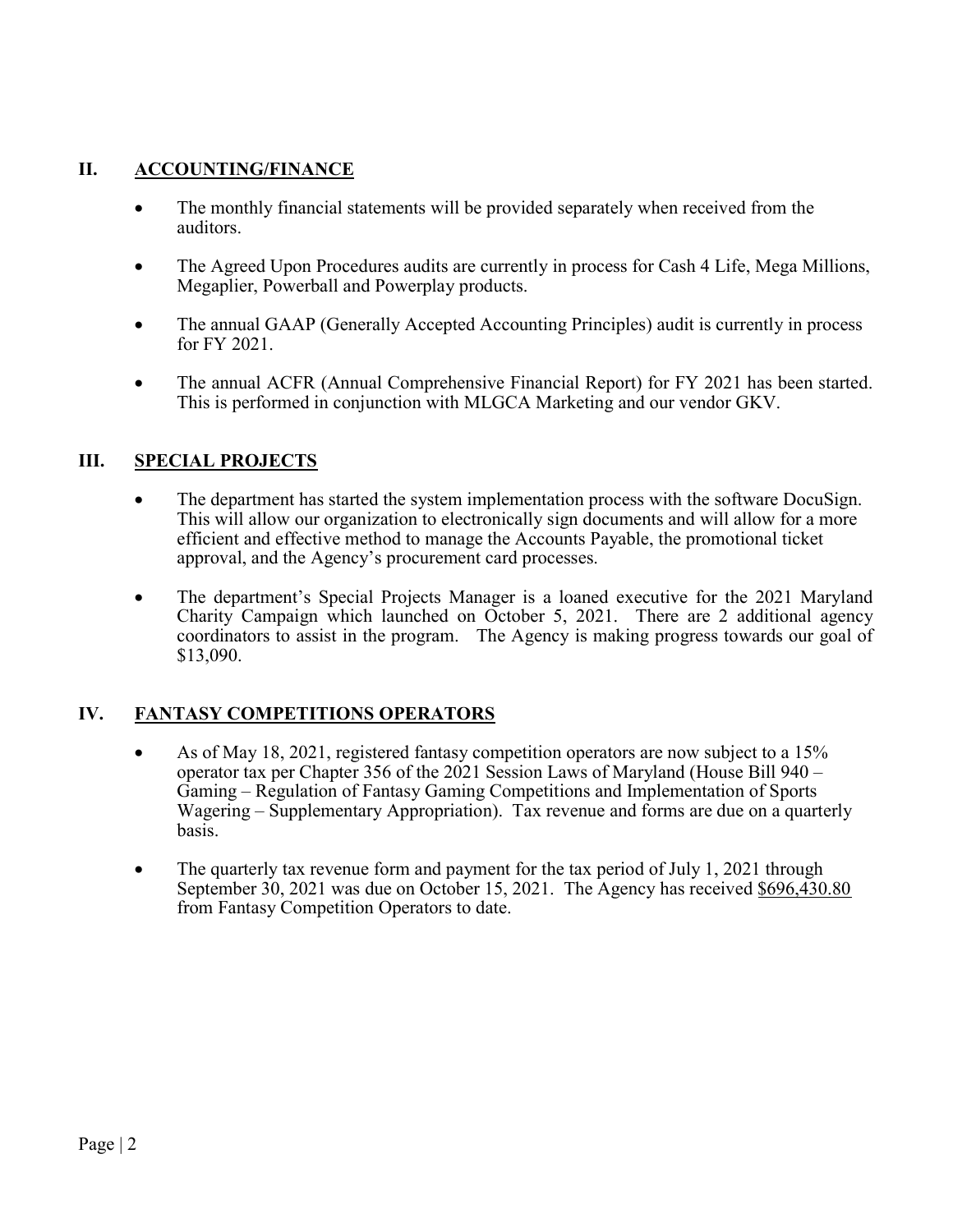## II. ACCOUNTING/FINANCE

- The monthly financial statements will be provided separately when received from the auditors.
- The Agreed Upon Procedures audits are currently in process for Cash 4 Life, Mega Millions, Megaplier, Powerball and Powerplay products.
- The annual GAAP (Generally Accepted Accounting Principles) audit is currently in process for FY 2021.
- The annual ACFR (Annual Comprehensive Financial Report) for FY 2021 has been started. This is performed in conjunction with MLGCA Marketing and our vendor GKV.

## III. SPECIAL PROJECTS

- The department has started the system implementation process with the software DocuSign. This will allow our organization to electronically sign documents and will allow for a more efficient and effective method to manage the Accounts Payable, the promotional ticket approval, and the Agency's procurement card processes.
- The department's Special Projects Manager is a loaned executive for the 2021 Maryland Charity Campaign which launched on October 5, 2021. There are 2 additional agency coordinators to assist in the program. The Agency is making progress towards our goal of $13,090.

## IV. FANTASY COMPETITIONS OPERATORS

- As of May 18, 2021, registered fantasy competition operators are now subject to a 15% operator tax per Chapter 356 of the 2021 Session Laws of Maryland (House Bill 940 – Gaming – Regulation of Fantasy Gaming Competitions and Implementation of Sports Wagering – Supplementary Appropriation). Tax revenue and forms are due on a quarterly basis.
- The quarterly tax revenue form and payment for the tax period of July 1, 2021 through September 30, 2021 was due on October 15, 2021. The Agency has received <u>$696,430.80</u> from Fantasy Competition Operators to date.